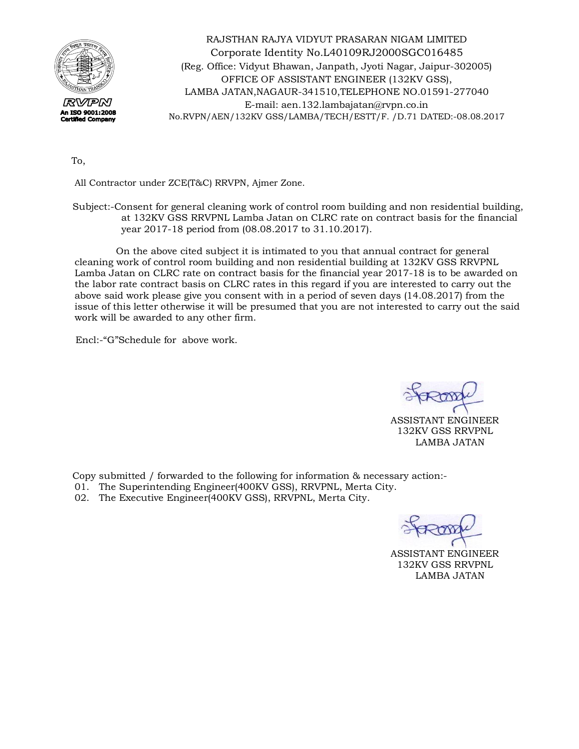RAJSTHAN RAJYA VIDYUT PRASARAN NIGAM LIMITED
Corporate Identity No.L40109RJ2000SGC016485
(Reg. Office: Vidyut Bhawan, Janpath, Jyoti Nagar, Jaipur-302005)
OFFICE OF ASSISTANT ENGINEER (132KV GSS),
LAMBA JATAN,NAGAUR-341510,TELEPHONE NO.01591-277040
E-mail: aen.132.lambajatan@rvpn.co.in
No.RVPN/AEN/132KV GSS/LAMBA/TECH/ESTT/F. /D.71 DATED:-08.08.2017

RVPN
An ISO 9001:2008 Certified Company

To,

All Contractor under ZCE(T&C) RRVPN, Ajmer Zone.

Subject:-Consent for general cleaning work of control room building and non residential building, at 132KV GSS RRVPNL Lamba Jatan on CLRC rate on contract basis for the financial year 2017-18 period from (08.08.2017 to 31.10.2017).

On the above cited subject it is intimated to you that annual contract for general cleaning work of control room building and non residential building at 132KV GSS RRVPNL Lamba Jatan on CLRC rate on contract basis for the financial year 2017-18 is to be awarded on the labor rate contract basis on CLRC rates in this regard if you are interested to carry out the above said work please give you consent with in a period of seven days (14.08.2017) from the issue of this letter otherwise it will be presumed that you are not interested to carry out the said work will be awarded to any other firm.

Encl:-"G"Schedule for above work.

ASSISTANT ENGINEER
132KV GSS RRVPNL
LAMBA JATAN

Copy submitted / forwarded to the following for information & necessary action:-

01. The Superintending Engineer(400KV GSS), RRVPNL, Merta City.
02. The Executive Engineer(400KV GSS), RRVPNL, Merta City.

ASSISTANT ENGINEER
132KV GSS RRVPNL
LAMBA JATAN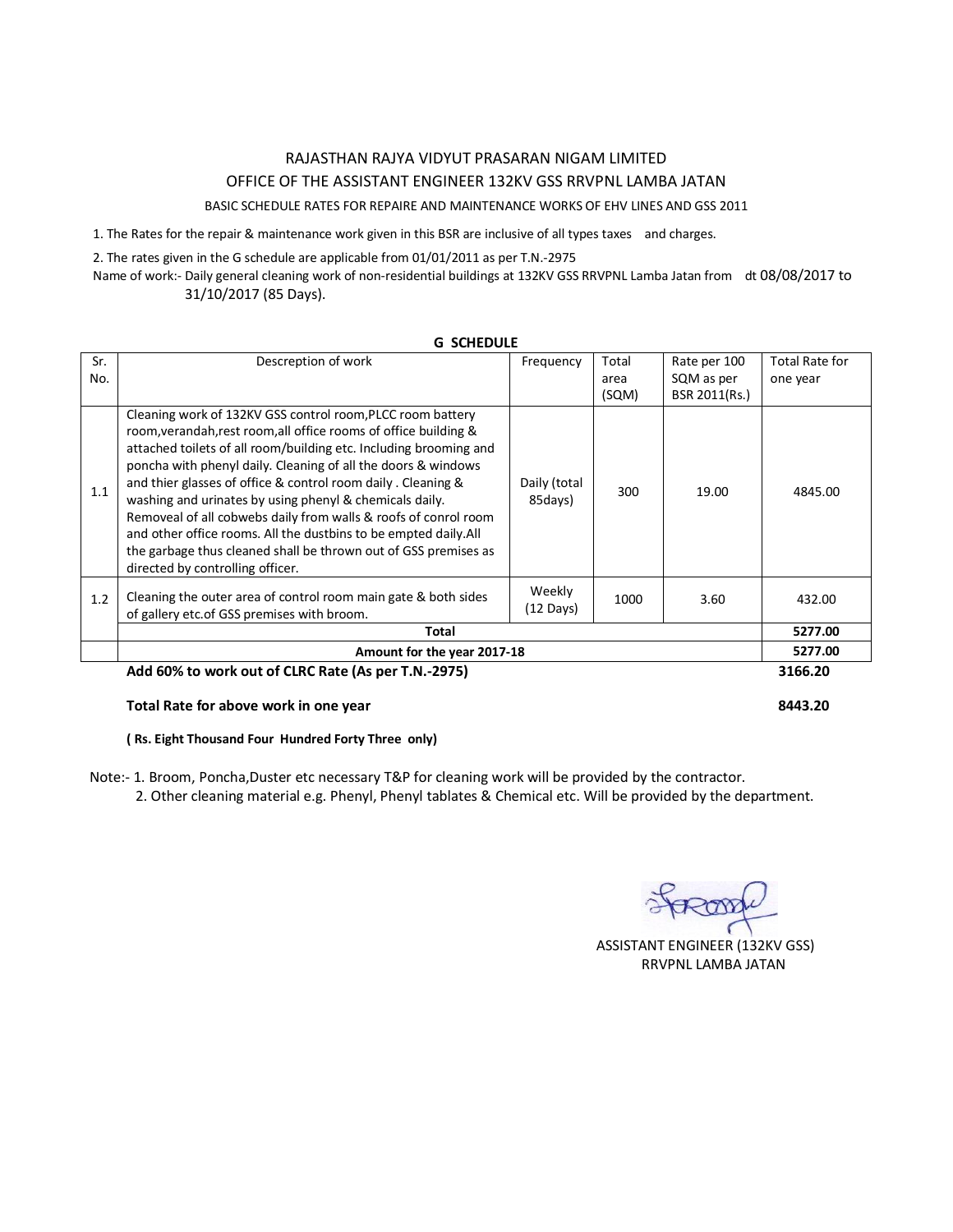RAJASTHAN RAJYA VIDYUT PRASARAN NIGAM LIMITED

OFFICE OF THE ASSISTANT ENGINEER 132KV GSS RRVPNL LAMBA JATAN

BASIC SCHEDULE RATES FOR REPAIRE AND MAINTENANCE WORKS OF EHV LINES AND GSS 2011

1. The Rates for the repair & maintenance work given in this BSR are inclusive of all types taxes and charges.

2. The rates given in the G schedule are applicable from 01/01/2011 as per T.N.-2975

Name of work:- Daily general cleaning work of non-residential buildings at 132KV GSS RRVPNL Lamba Jatan from dt 08/08/2017 to 31/10/2017 (85 Days).

**G SCHEDULE**

| Sr. No. | Descreption of work | Frequency | Total area (SQM) | Rate per 100 SQM as per BSR 2011(Rs.) | Total Rate for one year |
|---|---|---|---|---|---|
| 1.1 | Cleaning work of 132KV GSS control room,PLCC room battery room,verandah,rest room,all office rooms of office building & attached toilets of all room/building etc. Including brooming and poncha with phenyl daily. Cleaning of all the doors & windows and thier glasses of office & control room daily . Cleaning & washing and urinates by using phenyl & chemicals daily. Removeal of all cobwebs daily from walls & roofs of conrol room and other office rooms. All the dustbins to be empted daily.All the garbage thus cleaned shall be thrown out of GSS premises as directed by controlling officer. | Daily (total 85days) | 300 | 19.00 | 4845.00 |
| 1.2 | Cleaning the outer area of control room main gate & both sides of gallery etc.of GSS premises with broom. | Weekly (12 Days) | 1000 | 3.60 | 432.00 |
| | **Total** | | | | **5277.00** |
| | **Amount for the year 2017-18** | | | | **5277.00** |

**Add 60% to work out of CLRC Rate (As per T.N.-2975)** **3166.20**

**Total Rate for above work in one year** **8443.20**

**( Rs. Eight Thousand Four Hundred Forty Three only)**

Note:- 1. Broom, Poncha,Duster etc necessary T&P for cleaning work will be provided by the contractor.

2. Other cleaning material e.g. Phenyl, Phenyl tablates & Chemical etc. Will be provided by the department.

ASSISTANT ENGINEER (132KV GSS)
RRVPNL LAMBA JATAN